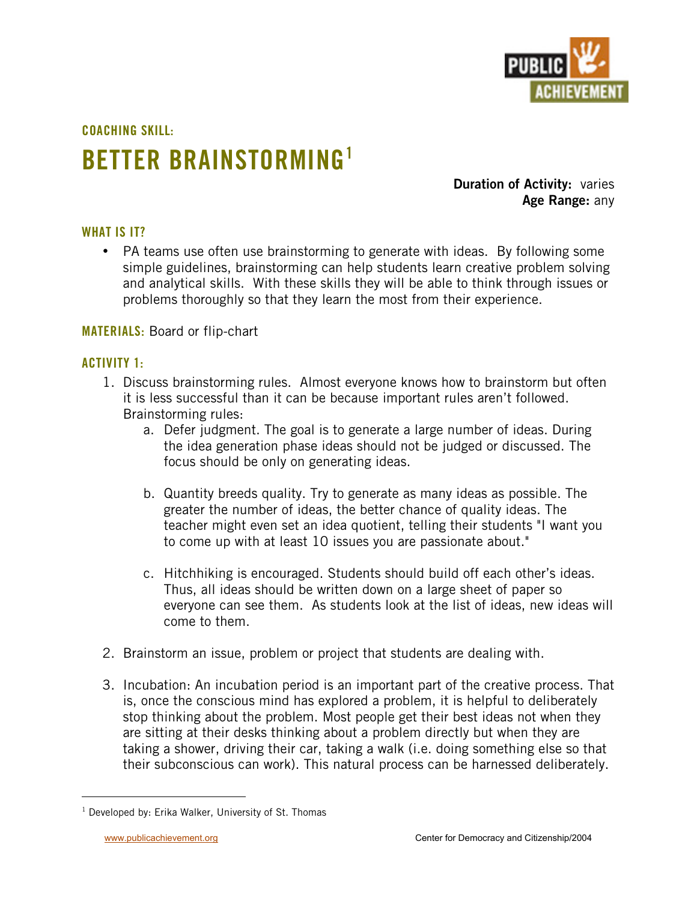COACHING SKILL:

# BETTER BRAINSTORMING[1]

**Duration of Activity:** varies
**Age Range:** any

## WHAT IS IT?

- PA teams use often use brainstorming to generate with ideas. By following some simple guidelines, brainstorming can help students learn creative problem solving and analytical skills. With these skills they will be able to think through issues or problems thoroughly so that they learn the most from their experience.

**MATERIALS:** Board or flip-chart

## ACTIVITY 1:

1. Discuss brainstorming rules. Almost everyone knows how to brainstorm but often it is less successful than it can be because important rules aren't followed. Brainstorming rules:
   a. Defer judgment. The goal is to generate a large number of ideas. During the idea generation phase ideas should not be judged or discussed. The focus should be only on generating ideas.

   b. Quantity breeds quality. Try to generate as many ideas as possible. The greater the number of ideas, the better chance of quality ideas. The teacher might even set an idea quotient, telling their students "I want you to come up with at least 10 issues you are passionate about."

   c. Hitchhiking is encouraged. Students should build off each other's ideas. Thus, all ideas should be written down on a large sheet of paper so everyone can see them. As students look at the list of ideas, new ideas will come to them.

2. Brainstorm an issue, problem or project that students are dealing with.

3. Incubation: An incubation period is an important part of the creative process. That is, once the conscious mind has explored a problem, it is helpful to deliberately stop thinking about the problem. Most people get their best ideas not when they are sitting at their desks thinking about a problem directly but when they are taking a shower, driving their car, taking a walk (i.e. doing something else so that their subconscious can work). This natural process can be harnessed deliberately.

---

[1] Developed by: Erika Walker, University of St. Thomas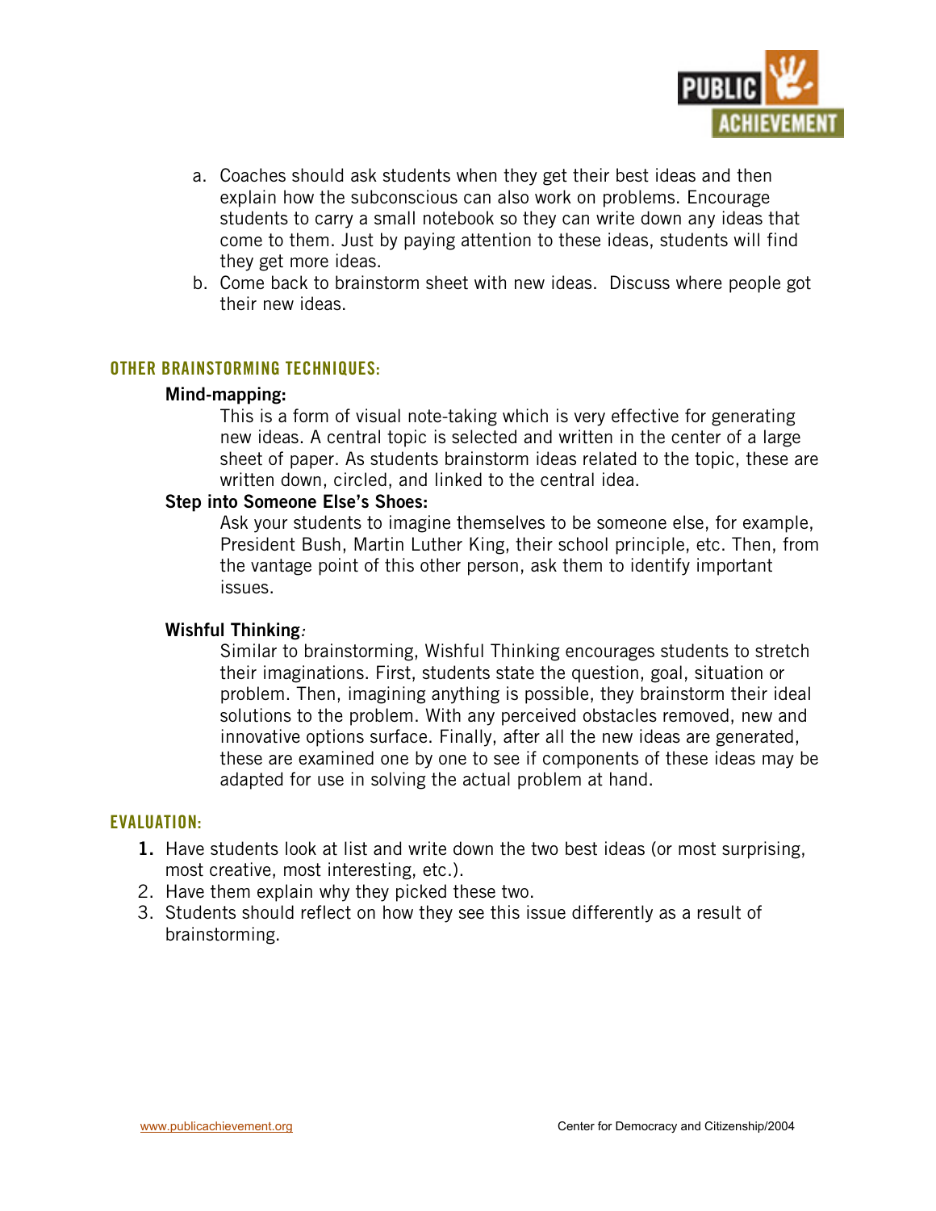a. Coaches should ask students when they get their best ideas and then explain how the subconscious can also work on problems. Encourage students to carry a small notebook so they can write down any ideas that come to them. Just by paying attention to these ideas, students will find they get more ideas.
b. Come back to brainstorm sheet with new ideas. Discuss where people got their new ideas.

## OTHER BRAINSTORMING TECHNIQUES:

**Mind-mapping:**

This is a form of visual note-taking which is very effective for generating new ideas. A central topic is selected and written in the center of a large sheet of paper. As students brainstorm ideas related to the topic, these are written down, circled, and linked to the central idea.

**Step into Someone Else's Shoes:**

Ask your students to imagine themselves to be someone else, for example, President Bush, Martin Luther King, their school principle, etc. Then, from the vantage point of this other person, ask them to identify important issues.

**Wishful Thinking***:*

Similar to brainstorming, Wishful Thinking encourages students to stretch their imaginations. First, students state the question, goal, situation or problem. Then, imagining anything is possible, they brainstorm their ideal solutions to the problem. With any perceived obstacles removed, new and innovative options surface. Finally, after all the new ideas are generated, these are examined one by one to see if components of these ideas may be adapted for use in solving the actual problem at hand.

## EVALUATION:

1. Have students look at list and write down the two best ideas (or most surprising, most creative, most interesting, etc.).
2. Have them explain why they picked these two.
3. Students should reflect on how they see this issue differently as a result of brainstorming.